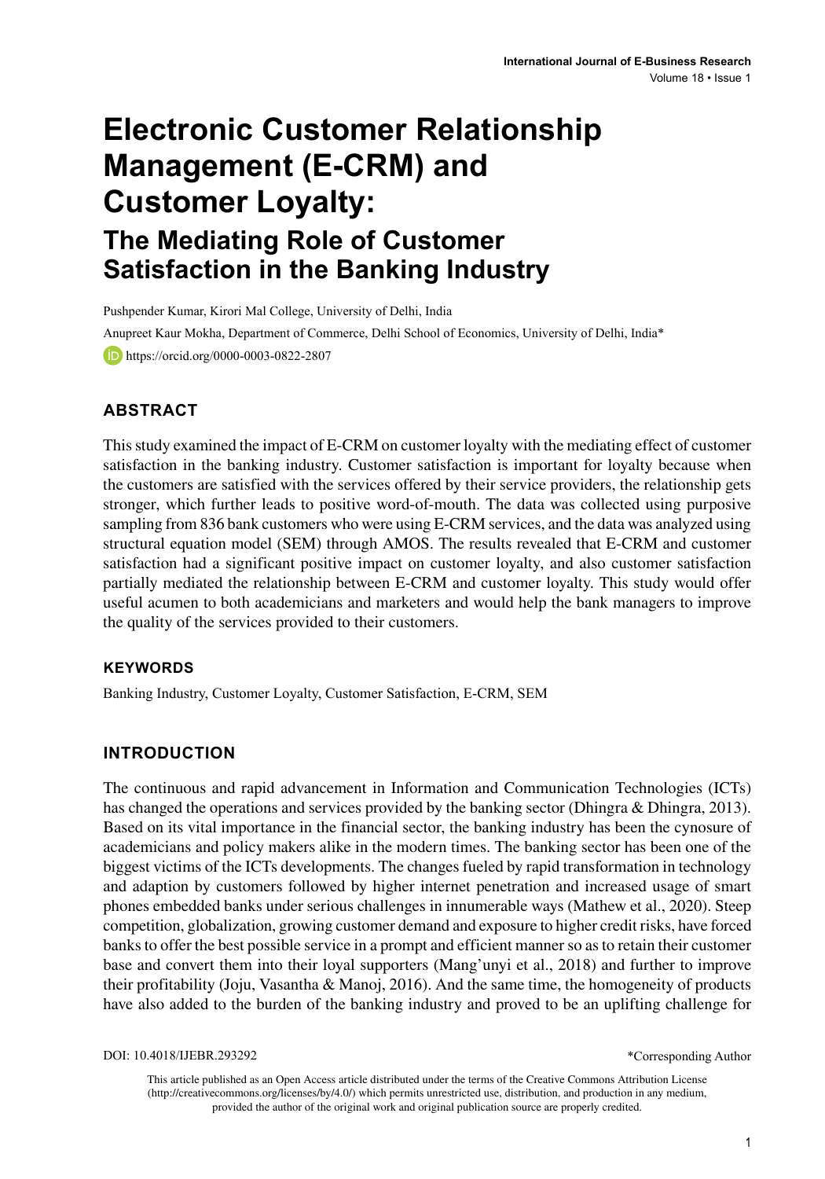# Electronic Customer Relationship Management (E-CRM) and Customer Loyalty:

## The Mediating Role of Customer Satisfaction in the Banking Industry

Pushpender Kumar, Kirori Mal College, University of Delhi, India

Anupreet Kaur Mokha, Department of Commerce, Delhi School of Economics, University of Delhi, India*

https://orcid.org/0000-0003-0822-2807

### ABSTRACT

This study examined the impact of E-CRM on customer loyalty with the mediating effect of customer satisfaction in the banking industry. Customer satisfaction is important for loyalty because when the customers are satisfied with the services offered by their service providers, the relationship gets stronger, which further leads to positive word-of-mouth. The data was collected using purposive sampling from 836 bank customers who were using E-CRM services, and the data was analyzed using structural equation model (SEM) through AMOS. The results revealed that E-CRM and customer satisfaction had a significant positive impact on customer loyalty, and also customer satisfaction partially mediated the relationship between E-CRM and customer loyalty. This study would offer useful acumen to both academicians and marketers and would help the bank managers to improve the quality of the services provided to their customers.

#### KEYWORDS

Banking Industry, Customer Loyalty, Customer Satisfaction, E-CRM, SEM

### INTRODUCTION

The continuous and rapid advancement in Information and Communication Technologies (ICTs) has changed the operations and services provided by the banking sector (Dhingra & Dhingra, 2013). Based on its vital importance in the financial sector, the banking industry has been the cynosure of academicians and policy makers alike in the modern times. The banking sector has been one of the biggest victims of the ICTs developments. The changes fueled by rapid transformation in technology and adaption by customers followed by higher internet penetration and increased usage of smart phones embedded banks under serious challenges in innumerable ways (Mathew et al., 2020). Steep competition, globalization, growing customer demand and exposure to higher credit risks, have forced banks to offer the best possible service in a prompt and efficient manner so as to retain their customer base and convert them into their loyal supporters (Mang'unyi et al., 2018) and further to improve their profitability (Joju, Vasantha & Manoj, 2016). And the same time, the homogeneity of products have also added to the burden of the banking industry and proved to be an uplifting challenge for

DOI: 10.4018/IJEBR.293292

*Corresponding Author

This article published as an Open Access article distributed under the terms of the Creative Commons Attribution License (http://creativecommons.org/licenses/by/4.0/) which permits unrestricted use, distribution, and production in any medium, provided the author of the original work and original publication source are properly credited.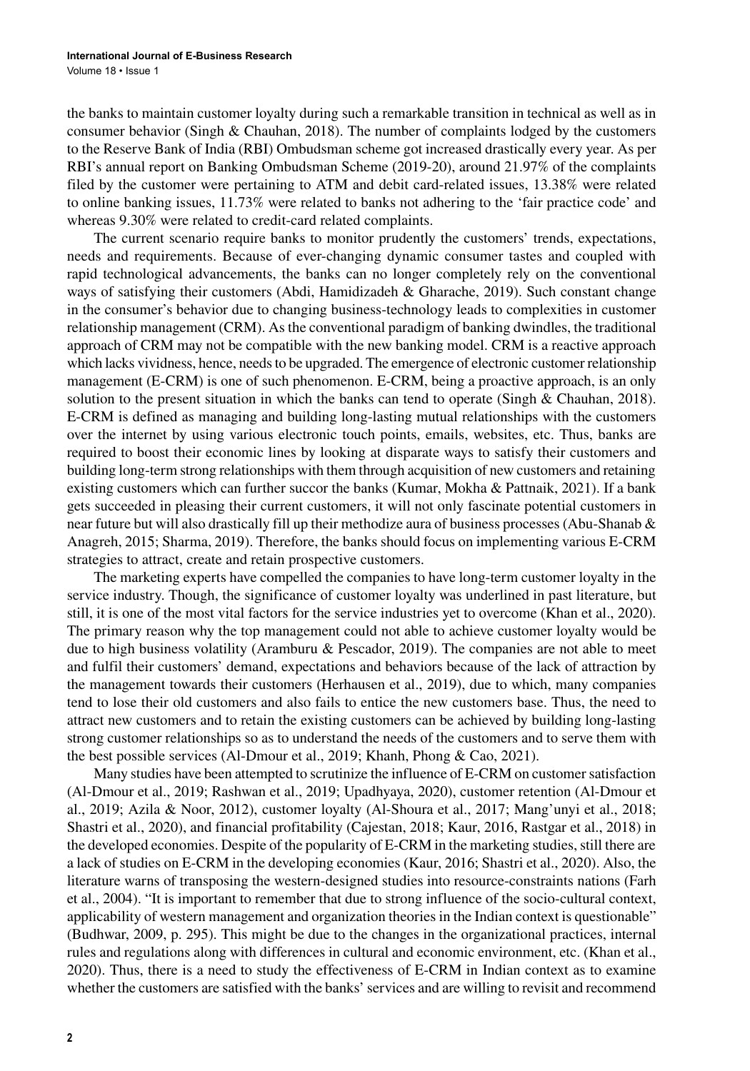the banks to maintain customer loyalty during such a remarkable transition in technical as well as in consumer behavior (Singh & Chauhan, 2018). The number of complaints lodged by the customers to the Reserve Bank of India (RBI) Ombudsman scheme got increased drastically every year. As per RBI's annual report on Banking Ombudsman Scheme (2019-20), around 21.97% of the complaints filed by the customer were pertaining to ATM and debit card-related issues, 13.38% were related to online banking issues, 11.73% were related to banks not adhering to the 'fair practice code' and whereas 9.30% were related to credit-card related complaints.

The current scenario require banks to monitor prudently the customers' trends, expectations, needs and requirements. Because of ever-changing dynamic consumer tastes and coupled with rapid technological advancements, the banks can no longer completely rely on the conventional ways of satisfying their customers (Abdi, Hamidizadeh & Gharache, 2019). Such constant change in the consumer's behavior due to changing business-technology leads to complexities in customer relationship management (CRM). As the conventional paradigm of banking dwindles, the traditional approach of CRM may not be compatible with the new banking model. CRM is a reactive approach which lacks vividness, hence, needs to be upgraded. The emergence of electronic customer relationship management (E-CRM) is one of such phenomenon. E-CRM, being a proactive approach, is an only solution to the present situation in which the banks can tend to operate (Singh & Chauhan, 2018). E-CRM is defined as managing and building long-lasting mutual relationships with the customers over the internet by using various electronic touch points, emails, websites, etc. Thus, banks are required to boost their economic lines by looking at disparate ways to satisfy their customers and building long-term strong relationships with them through acquisition of new customers and retaining existing customers which can further succor the banks (Kumar, Mokha & Pattnaik, 2021). If a bank gets succeeded in pleasing their current customers, it will not only fascinate potential customers in near future but will also drastically fill up their methodize aura of business processes (Abu-Shanab & Anagreh, 2015; Sharma, 2019). Therefore, the banks should focus on implementing various E-CRM strategies to attract, create and retain prospective customers.

The marketing experts have compelled the companies to have long-term customer loyalty in the service industry. Though, the significance of customer loyalty was underlined in past literature, but still, it is one of the most vital factors for the service industries yet to overcome (Khan et al., 2020). The primary reason why the top management could not able to achieve customer loyalty would be due to high business volatility (Aramburu & Pescador, 2019). The companies are not able to meet and fulfil their customers' demand, expectations and behaviors because of the lack of attraction by the management towards their customers (Herhausen et al., 2019), due to which, many companies tend to lose their old customers and also fails to entice the new customers base. Thus, the need to attract new customers and to retain the existing customers can be achieved by building long-lasting strong customer relationships so as to understand the needs of the customers and to serve them with the best possible services (Al-Dmour et al., 2019; Khanh, Phong & Cao, 2021).

Many studies have been attempted to scrutinize the influence of E-CRM on customer satisfaction (Al-Dmour et al., 2019; Rashwan et al., 2019; Upadhyaya, 2020), customer retention (Al-Dmour et al., 2019; Azila & Noor, 2012), customer loyalty (Al-Shoura et al., 2017; Mang'unyi et al., 2018; Shastri et al., 2020), and financial profitability (Cajestan, 2018; Kaur, 2016, Rastgar et al., 2018) in the developed economies. Despite of the popularity of E-CRM in the marketing studies, still there are a lack of studies on E-CRM in the developing economies (Kaur, 2016; Shastri et al., 2020). Also, the literature warns of transposing the western-designed studies into resource-constraints nations (Farh et al., 2004). "It is important to remember that due to strong influence of the socio-cultural context, applicability of western management and organization theories in the Indian context is questionable" (Budhwar, 2009, p. 295). This might be due to the changes in the organizational practices, internal rules and regulations along with differences in cultural and economic environment, etc. (Khan et al., 2020). Thus, there is a need to study the effectiveness of E-CRM in Indian context as to examine whether the customers are satisfied with the banks' services and are willing to revisit and recommend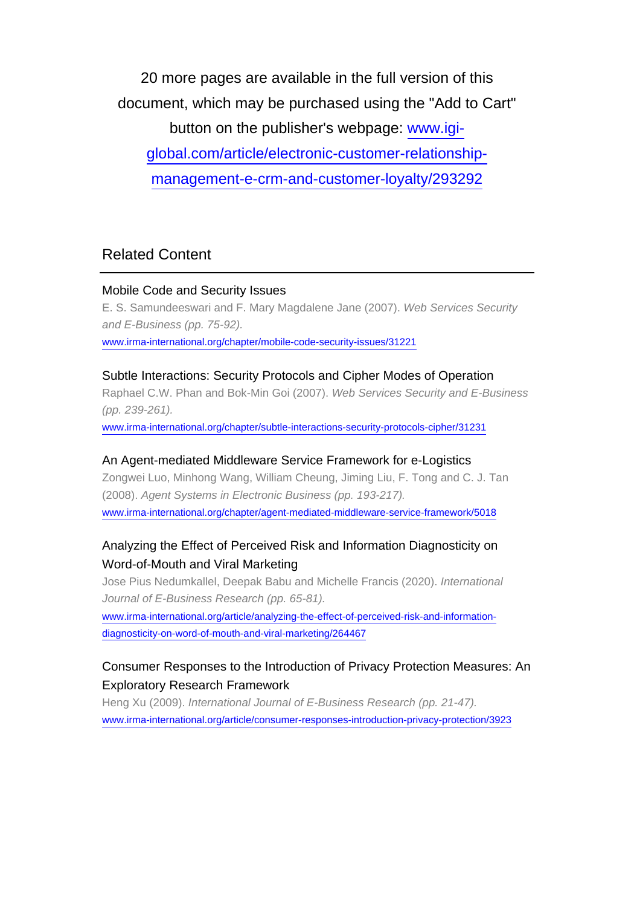20 more pages are available in the full version of this document, which may be purchased using the "Add to Cart" button on the publisher's webpage: www.igi-global.com/article/electronic-customer-relationship-management-e-crm-and-customer-loyalty/293292

## Related Content

Mobile Code and Security Issues

E. S. Samundeeswari and F. Mary Magdalene Jane (2007). *Web Services Security and E-Business (pp. 75-92).*

www.irma-international.org/chapter/mobile-code-security-issues/31221

Subtle Interactions: Security Protocols and Cipher Modes of Operation

Raphael C.W. Phan and Bok-Min Goi (2007). *Web Services Security and E-Business (pp. 239-261).*

www.irma-international.org/chapter/subtle-interactions-security-protocols-cipher/31231

An Agent-mediated Middleware Service Framework for e-Logistics

Zongwei Luo, Minhong Wang, William Cheung, Jiming Liu, F. Tong and C. J. Tan (2008). *Agent Systems in Electronic Business (pp. 193-217).*

www.irma-international.org/chapter/agent-mediated-middleware-service-framework/5018

Analyzing the Effect of Perceived Risk and Information Diagnosticity on Word-of-Mouth and Viral Marketing

Jose Pius Nedumkallel, Deepak Babu and Michelle Francis (2020). *International Journal of E-Business Research (pp. 65-81).*

www.irma-international.org/article/analyzing-the-effect-of-perceived-risk-and-information-diagnosticity-on-word-of-mouth-and-viral-marketing/264467

Consumer Responses to the Introduction of Privacy Protection Measures: An Exploratory Research Framework

Heng Xu (2009). *International Journal of E-Business Research (pp. 21-47).*

www.irma-international.org/article/consumer-responses-introduction-privacy-protection/3923